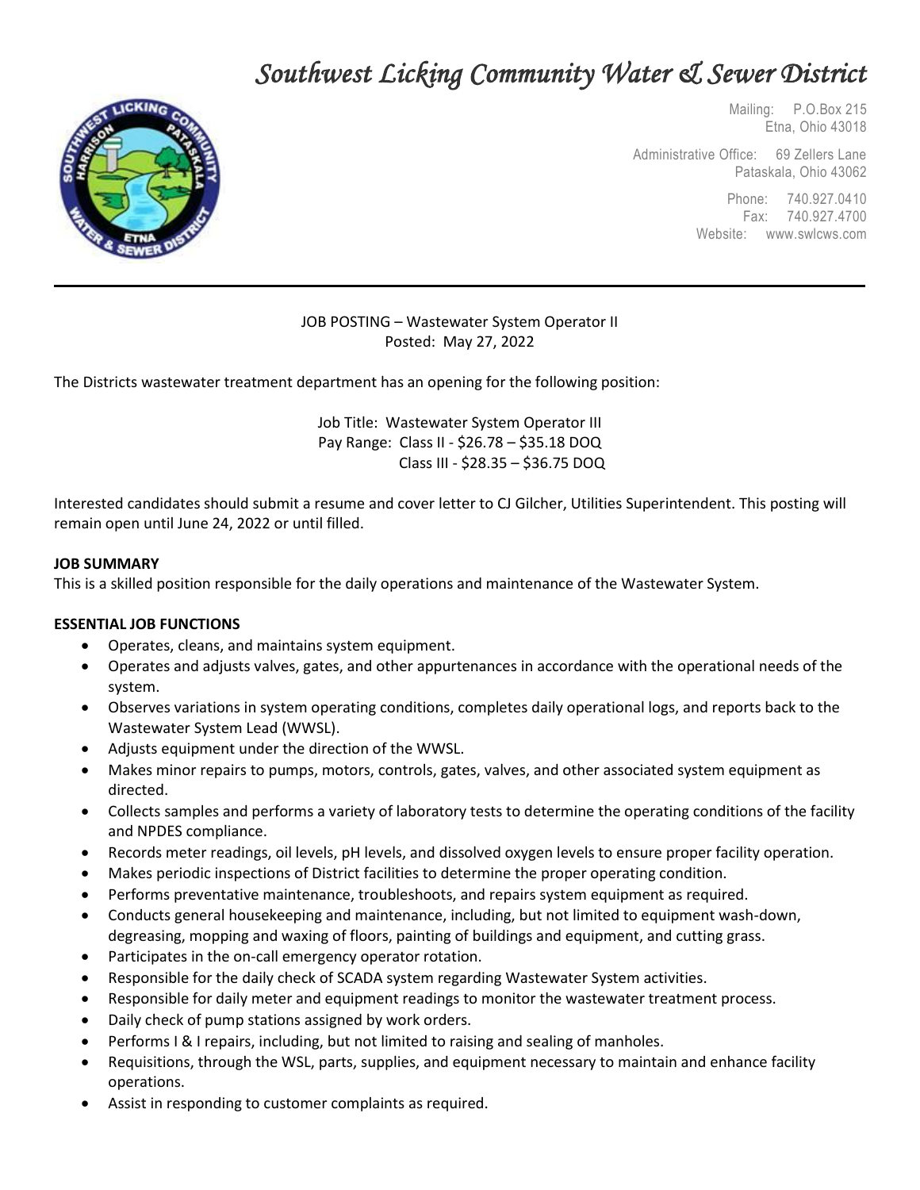# *Southwest Licking Community Water & Sewer District*

Mailing: P.O.Box 215
Etna, Ohio 43018

Administrative Office: 69 Zellers Lane
Pataskala, Ohio 43062

Phone: 740.927.0410
Fax: 740.927.4700
Website: www.swlcws.com

---

JOB POSTING – Wastewater System Operator II
Posted: May 27, 2022

The Districts wastewater treatment department has an opening for the following position:

Job Title: Wastewater System Operator III
Pay Range: Class II - $26.78 – $35.18 DOQ
Class III - $28.35 – $36.75 DOQ

Interested candidates should submit a resume and cover letter to CJ Gilcher, Utilities Superintendent. This posting will remain open until June 24, 2022 or until filled.

**JOB SUMMARY**

This is a skilled position responsible for the daily operations and maintenance of the Wastewater System.

**ESSENTIAL JOB FUNCTIONS**

- Operates, cleans, and maintains system equipment.
- Operates and adjusts valves, gates, and other appurtenances in accordance with the operational needs of the system.
- Observes variations in system operating conditions, completes daily operational logs, and reports back to the Wastewater System Lead (WWSL).
- Adjusts equipment under the direction of the WWSL.
- Makes minor repairs to pumps, motors, controls, gates, valves, and other associated system equipment as directed.
- Collects samples and performs a variety of laboratory tests to determine the operating conditions of the facility and NPDES compliance.
- Records meter readings, oil levels, pH levels, and dissolved oxygen levels to ensure proper facility operation.
- Makes periodic inspections of District facilities to determine the proper operating condition.
- Performs preventative maintenance, troubleshoots, and repairs system equipment as required.
- Conducts general housekeeping and maintenance, including, but not limited to equipment wash-down, degreasing, mopping and waxing of floors, painting of buildings and equipment, and cutting grass.
- Participates in the on-call emergency operator rotation.
- Responsible for the daily check of SCADA system regarding Wastewater System activities.
- Responsible for daily meter and equipment readings to monitor the wastewater treatment process.
- Daily check of pump stations assigned by work orders.
- Performs I & I repairs, including, but not limited to raising and sealing of manholes.
- Requisitions, through the WSL, parts, supplies, and equipment necessary to maintain and enhance facility operations.
- Assist in responding to customer complaints as required.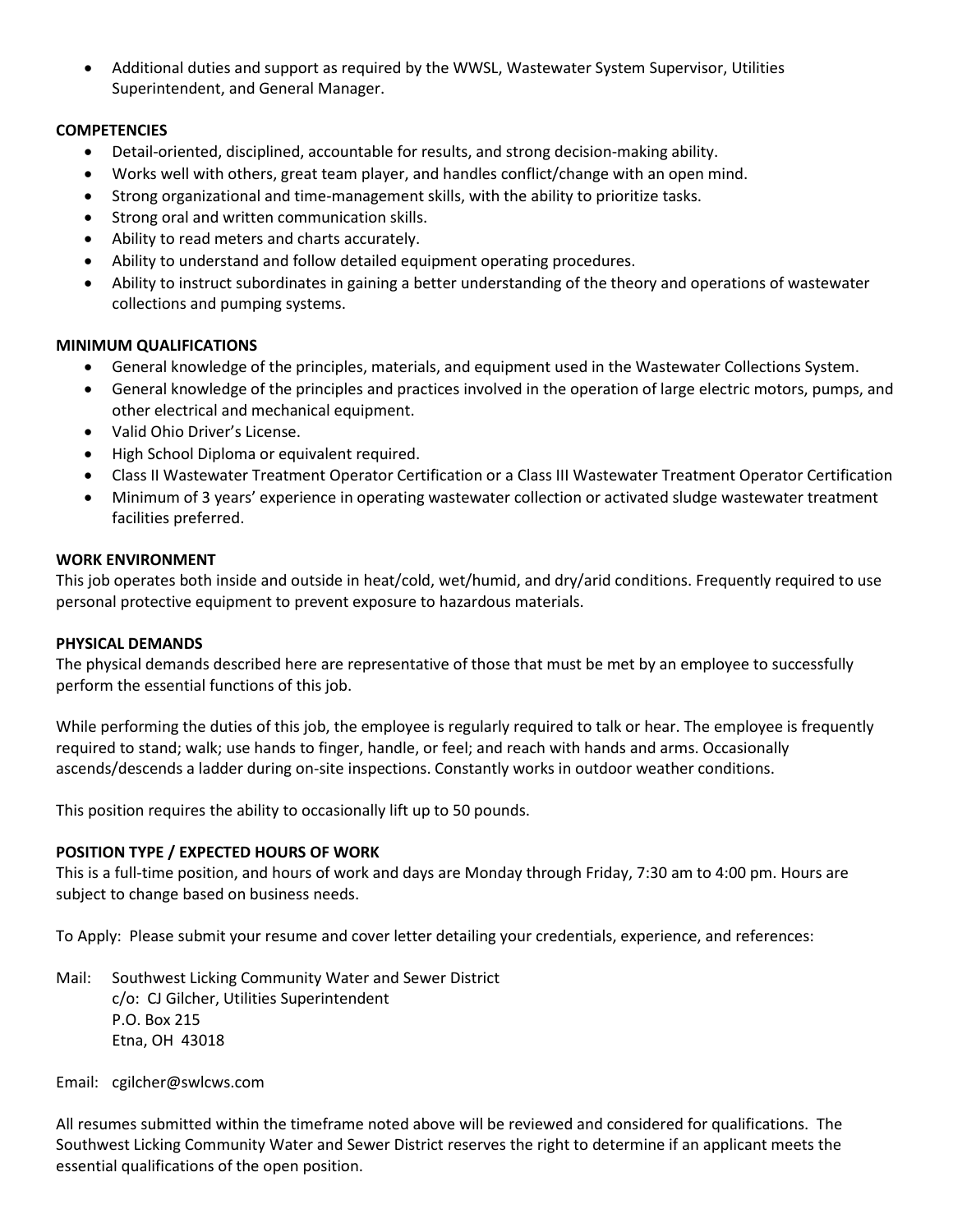- Additional duties and support as required by the WWSL, Wastewater System Supervisor, Utilities Superintendent, and General Manager.

**COMPETENCIES**

- Detail-oriented, disciplined, accountable for results, and strong decision-making ability.
- Works well with others, great team player, and handles conflict/change with an open mind.
- Strong organizational and time-management skills, with the ability to prioritize tasks.
- Strong oral and written communication skills.
- Ability to read meters and charts accurately.
- Ability to understand and follow detailed equipment operating procedures.
- Ability to instruct subordinates in gaining a better understanding of the theory and operations of wastewater collections and pumping systems.

**MINIMUM QUALIFICATIONS**

- General knowledge of the principles, materials, and equipment used in the Wastewater Collections System.
- General knowledge of the principles and practices involved in the operation of large electric motors, pumps, and other electrical and mechanical equipment.
- Valid Ohio Driver's License.
- High School Diploma or equivalent required.
- Class II Wastewater Treatment Operator Certification or a Class III Wastewater Treatment Operator Certification
- Minimum of 3 years' experience in operating wastewater collection or activated sludge wastewater treatment facilities preferred.

**WORK ENVIRONMENT**

This job operates both inside and outside in heat/cold, wet/humid, and dry/arid conditions. Frequently required to use personal protective equipment to prevent exposure to hazardous materials.

**PHYSICAL DEMANDS**

The physical demands described here are representative of those that must be met by an employee to successfully perform the essential functions of this job.

While performing the duties of this job, the employee is regularly required to talk or hear. The employee is frequently required to stand; walk; use hands to finger, handle, or feel; and reach with hands and arms. Occasionally ascends/descends a ladder during on-site inspections. Constantly works in outdoor weather conditions.

This position requires the ability to occasionally lift up to 50 pounds.

**POSITION TYPE / EXPECTED HOURS OF WORK**

This is a full-time position, and hours of work and days are Monday through Friday, 7:30 am to 4:00 pm. Hours are subject to change based on business needs.

To Apply: Please submit your resume and cover letter detailing your credentials, experience, and references:

Mail: Southwest Licking Community Water and Sewer District
c/o: CJ Gilcher, Utilities Superintendent
P.O. Box 215
Etna, OH 43018

Email: cgilcher@swlcws.com

All resumes submitted within the timeframe noted above will be reviewed and considered for qualifications. The Southwest Licking Community Water and Sewer District reserves the right to determine if an applicant meets the essential qualifications of the open position.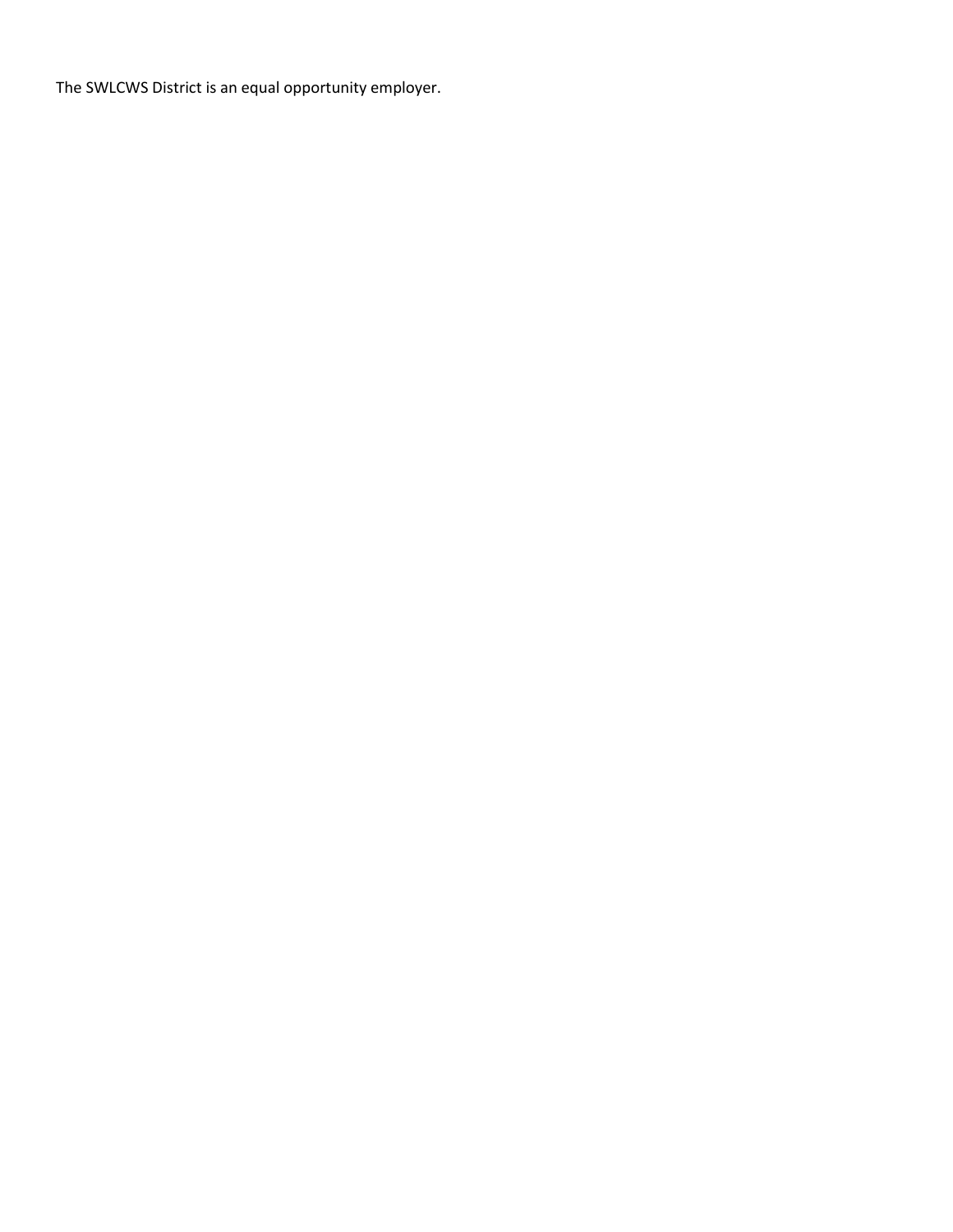The SWLCWS District is an equal opportunity employer.